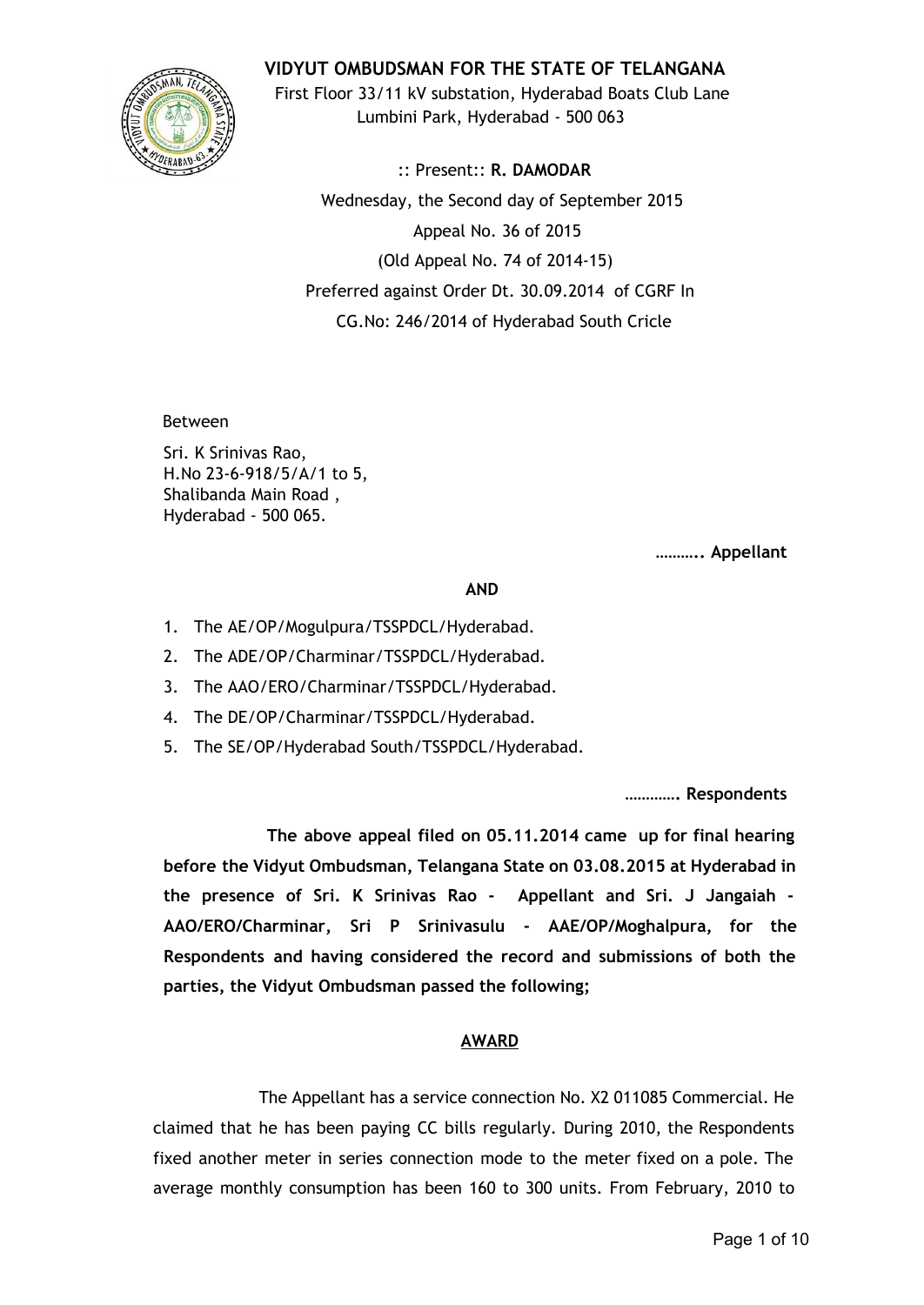# VIDYUT OMBUDSMAN FOR THE STATE OF TELANGANA

First Floor 33/11 kV substation, Hyderabad Boats Club Lane
Lumbini Park, Hyderabad - 500 063

:: Present:: **R. DAMODAR**

Wednesday, the Second day of September 2015

Appeal No. 36 of 2015

(Old Appeal No. 74 of 2014-15)

Preferred against Order Dt. 30.09.2014 of CGRF In
CG.No: 246/2014 of Hyderabad South Cricle

Between

Sri. K Srinivas Rao,
H.No 23-6-918/5/A/1 to 5,
Shalibanda Main Road ,
Hyderabad - 500 065.

**……….. Appellant**

**AND**

1. The AE/OP/Mogulpura/TSSPDCL/Hyderabad.
2. The ADE/OP/Charminar/TSSPDCL/Hyderabad.
3. The AAO/ERO/Charminar/TSSPDCL/Hyderabad.
4. The DE/OP/Charminar/TSSPDCL/Hyderabad.
5. The SE/OP/Hyderabad South/TSSPDCL/Hyderabad.

**…………. Respondents**

**The above appeal filed on 05.11.2014 came up for final hearing before the Vidyut Ombudsman, Telangana State on 03.08.2015 at Hyderabad in the presence of Sri. K Srinivas Rao - Appellant and Sri. J Jangaiah - AAO/ERO/Charminar, Sri P Srinivasulu - AAE/OP/Moghalpura, for the Respondents and having considered the record and submissions of both the parties, the Vidyut Ombudsman passed the following;**

## AWARD

The Appellant has a service connection No. X2 011085 Commercial. He claimed that he has been paying CC bills regularly. During 2010, the Respondents fixed another meter in series connection mode to the meter fixed on a pole. The average monthly consumption has been 160 to 300 units. From February, 2010 to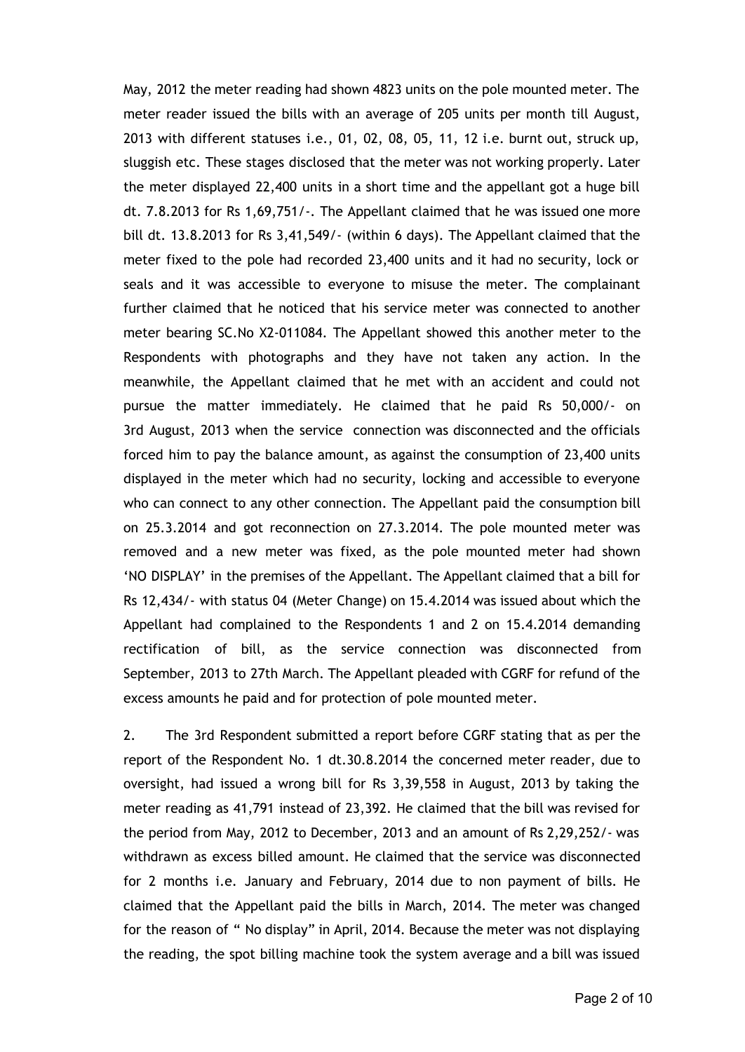May, 2012 the meter reading had shown 4823 units on the pole mounted meter. The meter reader issued the bills with an average of 205 units per month till August, 2013 with different statuses i.e., 01, 02, 08, 05, 11, 12 i.e. burnt out, struck up, sluggish etc. These stages disclosed that the meter was not working properly. Later the meter displayed 22,400 units in a short time and the appellant got a huge bill dt. 7.8.2013 for Rs 1,69,751/-. The Appellant claimed that he was issued one more bill dt. 13.8.2013 for Rs 3,41,549/- (within 6 days). The Appellant claimed that the meter fixed to the pole had recorded 23,400 units and it had no security, lock or seals and it was accessible to everyone to misuse the meter. The complainant further claimed that he noticed that his service meter was connected to another meter bearing SC.No X2-011084. The Appellant showed this another meter to the Respondents with photographs and they have not taken any action. In the meanwhile, the Appellant claimed that he met with an accident and could not pursue the matter immediately. He claimed that he paid Rs 50,000/- on 3rd August, 2013 when the service connection was disconnected and the officials forced him to pay the balance amount, as against the consumption of 23,400 units displayed in the meter which had no security, locking and accessible to everyone who can connect to any other connection. The Appellant paid the consumption bill on 25.3.2014 and got reconnection on 27.3.2014. The pole mounted meter was removed and a new meter was fixed, as the pole mounted meter had shown 'NO DISPLAY' in the premises of the Appellant. The Appellant claimed that a bill for Rs 12,434/- with status 04 (Meter Change) on 15.4.2014 was issued about which the Appellant had complained to the Respondents 1 and 2 on 15.4.2014 demanding rectification of bill, as the service connection was disconnected from September, 2013 to 27th March. The Appellant pleaded with CGRF for refund of the excess amounts he paid and for protection of pole mounted meter.

2. The 3rd Respondent submitted a report before CGRF stating that as per the report of the Respondent No. 1 dt.30.8.2014 the concerned meter reader, due to oversight, had issued a wrong bill for Rs 3,39,558 in August, 2013 by taking the meter reading as 41,791 instead of 23,392. He claimed that the bill was revised for the period from May, 2012 to December, 2013 and an amount of Rs 2,29,252/- was withdrawn as excess billed amount. He claimed that the service was disconnected for 2 months i.e. January and February, 2014 due to non payment of bills. He claimed that the Appellant paid the bills in March, 2014. The meter was changed for the reason of " No display" in April, 2014. Because the meter was not displaying the reading, the spot billing machine took the system average and a bill was issued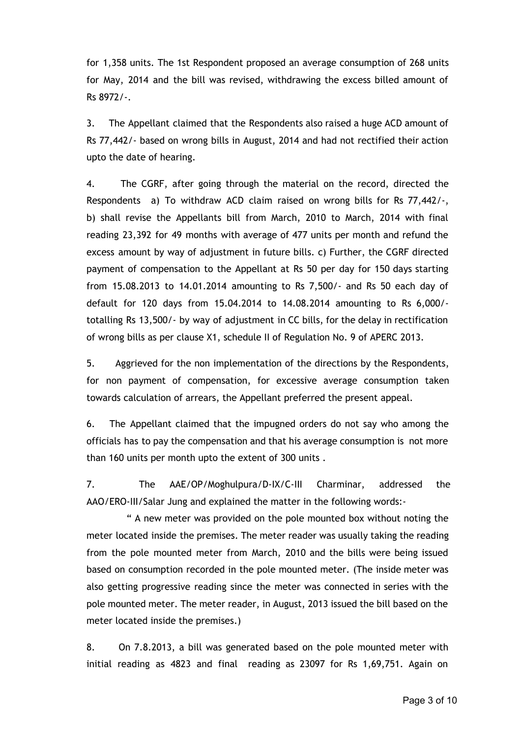for 1,358 units. The 1st Respondent proposed an average consumption of 268 units for May, 2014 and the bill was revised, withdrawing the excess billed amount of Rs 8972/-.

3. The Appellant claimed that the Respondents also raised a huge ACD amount of Rs 77,442/- based on wrong bills in August, 2014 and had not rectified their action upto the date of hearing.

4. The CGRF, after going through the material on the record, directed the Respondents a) To withdraw ACD claim raised on wrong bills for Rs 77,442/-, b) shall revise the Appellants bill from March, 2010 to March, 2014 with final reading 23,392 for 49 months with average of 477 units per month and refund the excess amount by way of adjustment in future bills. c) Further, the CGRF directed payment of compensation to the Appellant at Rs 50 per day for 150 days starting from 15.08.2013 to 14.01.2014 amounting to Rs 7,500/- and Rs 50 each day of default for 120 days from 15.04.2014 to 14.08.2014 amounting to Rs 6,000/- totalling Rs 13,500/- by way of adjustment in CC bills, for the delay in rectification of wrong bills as per clause X1, schedule II of Regulation No. 9 of APERC 2013.

5. Aggrieved for the non implementation of the directions by the Respondents, for non payment of compensation, for excessive average consumption taken towards calculation of arrears, the Appellant preferred the present appeal.

6. The Appellant claimed that the impugned orders do not say who among the officials has to pay the compensation and that his average consumption is not more than 160 units per month upto the extent of 300 units .

7. The AAE/OP/Moghulpura/D-IX/C-III Charminar, addressed the AAO/ERO-III/Salar Jung and explained the matter in the following words:-

" A new meter was provided on the pole mounted box without noting the meter located inside the premises. The meter reader was usually taking the reading from the pole mounted meter from March, 2010 and the bills were being issued based on consumption recorded in the pole mounted meter. (The inside meter was also getting progressive reading since the meter was connected in series with the pole mounted meter. The meter reader, in August, 2013 issued the bill based on the meter located inside the premises.)

8. On 7.8.2013, a bill was generated based on the pole mounted meter with initial reading as 4823 and final reading as 23097 for Rs 1,69,751. Again on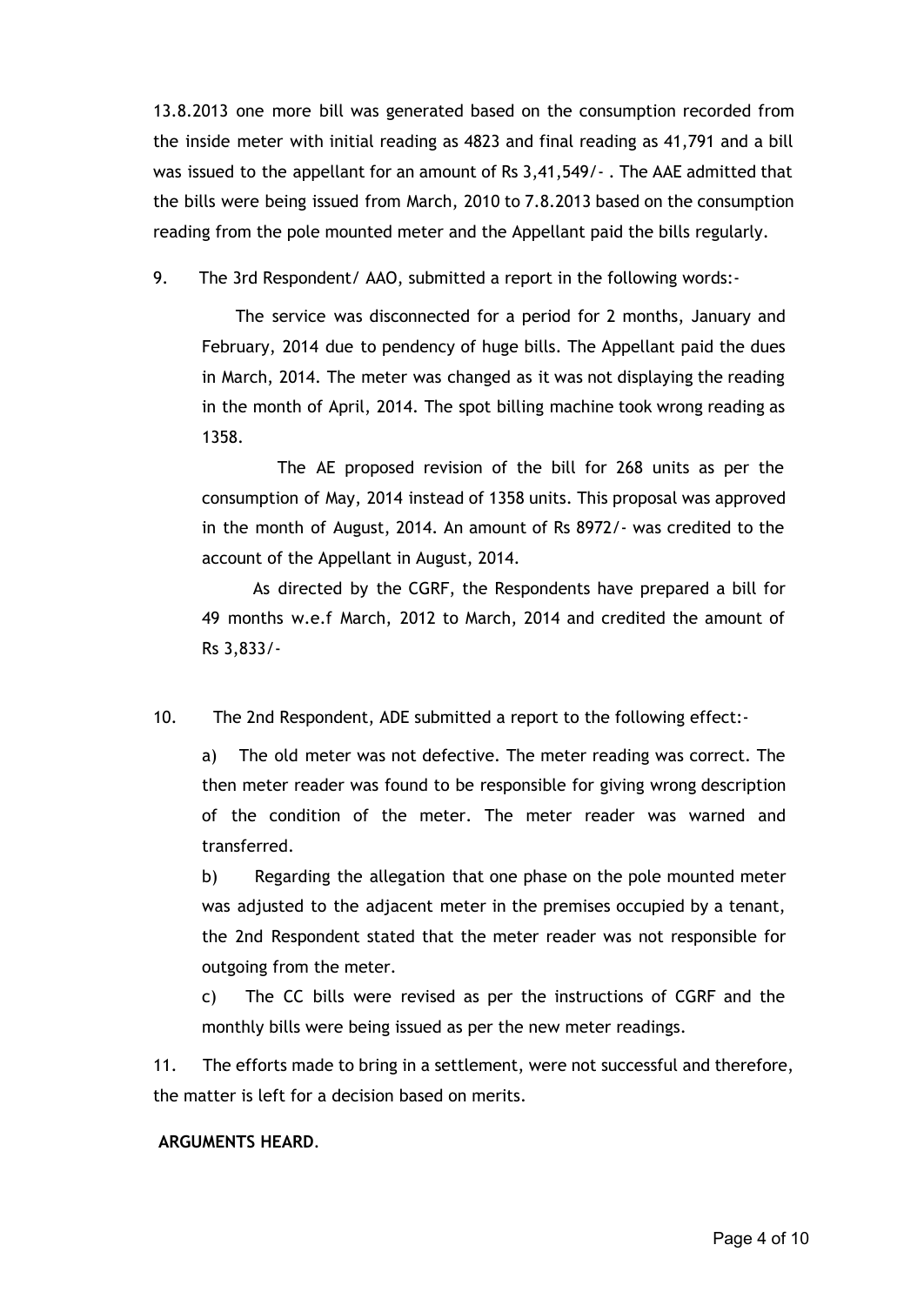13.8.2013 one more bill was generated based on the consumption recorded from the inside meter with initial reading as 4823 and final reading as 41,791 and a bill was issued to the appellant for an amount of Rs 3,41,549/- . The AAE admitted that the bills were being issued from March, 2010 to 7.8.2013 based on the consumption reading from the pole mounted meter and the Appellant paid the bills regularly.

9. The 3rd Respondent/ AAO, submitted a report in the following words:-

> The service was disconnected for a period for 2 months, January and February, 2014 due to pendency of huge bills. The Appellant paid the dues in March, 2014. The meter was changed as it was not displaying the reading in the month of April, 2014. The spot billing machine took wrong reading as 1358.
>
> The AE proposed revision of the bill for 268 units as per the consumption of May, 2014 instead of 1358 units. This proposal was approved in the month of August, 2014. An amount of Rs 8972/- was credited to the account of the Appellant in August, 2014.
>
> As directed by the CGRF, the Respondents have prepared a bill for 49 months w.e.f March, 2012 to March, 2014 and credited the amount of Rs 3,833/-

10. The 2nd Respondent, ADE submitted a report to the following effect:-

> a) The old meter was not defective. The meter reading was correct. The then meter reader was found to be responsible for giving wrong description of the condition of the meter. The meter reader was warned and transferred.
>
> b) Regarding the allegation that one phase on the pole mounted meter was adjusted to the adjacent meter in the premises occupied by a tenant, the 2nd Respondent stated that the meter reader was not responsible for outgoing from the meter.
>
> c) The CC bills were revised as per the instructions of CGRF and the monthly bills were being issued as per the new meter readings.

11. The efforts made to bring in a settlement, were not successful and therefore, the matter is left for a decision based on merits.

**ARGUMENTS HEARD**.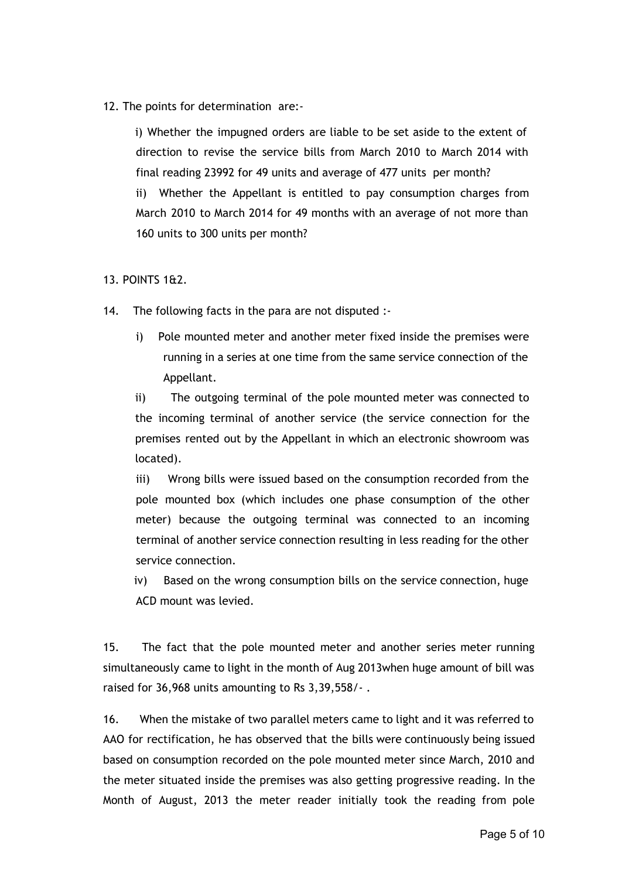12. The points for determination are:-

i) Whether the impugned orders are liable to be set aside to the extent of direction to revise the service bills from March 2010 to March 2014 with final reading 23992 for 49 units and average of 477 units per month?

ii) Whether the Appellant is entitled to pay consumption charges from March 2010 to March 2014 for 49 months with an average of not more than 160 units to 300 units per month?

13. POINTS 1&2.

14. The following facts in the para are not disputed :-

i) Pole mounted meter and another meter fixed inside the premises were running in a series at one time from the same service connection of the Appellant.

ii) The outgoing terminal of the pole mounted meter was connected to the incoming terminal of another service (the service connection for the premises rented out by the Appellant in which an electronic showroom was located).

iii) Wrong bills were issued based on the consumption recorded from the pole mounted box (which includes one phase consumption of the other meter) because the outgoing terminal was connected to an incoming terminal of another service connection resulting in less reading for the other service connection.

iv) Based on the wrong consumption bills on the service connection, huge ACD mount was levied.

15. The fact that the pole mounted meter and another series meter running simultaneously came to light in the month of Aug 2013when huge amount of bill was raised for 36,968 units amounting to Rs 3,39,558/- .

16. When the mistake of two parallel meters came to light and it was referred to AAO for rectification, he has observed that the bills were continuously being issued based on consumption recorded on the pole mounted meter since March, 2010 and the meter situated inside the premises was also getting progressive reading. In the Month of August, 2013 the meter reader initially took the reading from pole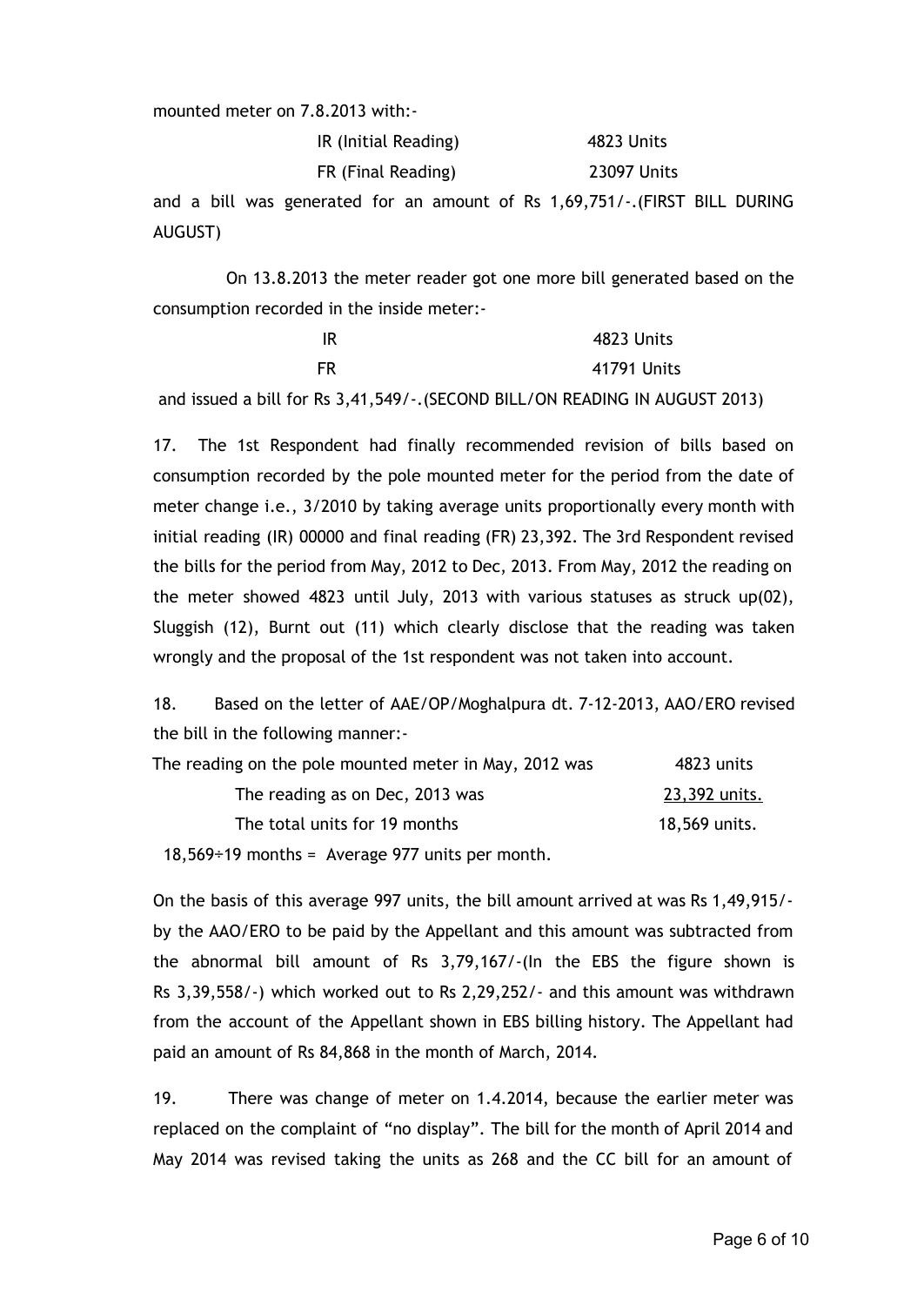mounted meter on 7.8.2013 with:-

| | |
|---|---|
| IR (Initial Reading) | 4823 Units |
| FR (Final Reading) | 23097 Units |

and a bill was generated for an amount of Rs 1,69,751/-.(FIRST BILL DURING AUGUST)

On 13.8.2013 the meter reader got one more bill generated based on the consumption recorded in the inside meter:-

| | |
|---|---|
| IR | 4823 Units |
| FR | 41791 Units |

and issued a bill for Rs 3,41,549/-.(SECOND BILL/ON READING IN AUGUST 2013)

17. The 1st Respondent had finally recommended revision of bills based on consumption recorded by the pole mounted meter for the period from the date of meter change i.e., 3/2010 by taking average units proportionally every month with initial reading (IR) 00000 and final reading (FR) 23,392. The 3rd Respondent revised the bills for the period from May, 2012 to Dec, 2013. From May, 2012 the reading on the meter showed 4823 until July, 2013 with various statuses as struck up(02), Sluggish (12), Burnt out (11) which clearly disclose that the reading was taken wrongly and the proposal of the 1st respondent was not taken into account.

18. Based on the letter of AAE/OP/Moghalpura dt. 7-12-2013, AAO/ERO revised the bill in the following manner:-

| | |
|---|---|
| The reading on the pole mounted meter in May, 2012 was | 4823 units |
| The reading as on Dec, 2013 was | <u>23,392 units.</u> |
| The total units for 19 months | 18,569 units. |

18,569÷19 months = Average 977 units per month.

On the basis of this average 997 units, the bill amount arrived at was Rs 1,49,915/- by the AAO/ERO to be paid by the Appellant and this amount was subtracted from the abnormal bill amount of Rs 3,79,167/-(In the EBS the figure shown is Rs 3,39,558/-) which worked out to Rs 2,29,252/- and this amount was withdrawn from the account of the Appellant shown in EBS billing history. The Appellant had paid an amount of Rs 84,868 in the month of March, 2014.

19. There was change of meter on 1.4.2014, because the earlier meter was replaced on the complaint of "no display". The bill for the month of April 2014 and May 2014 was revised taking the units as 268 and the CC bill for an amount of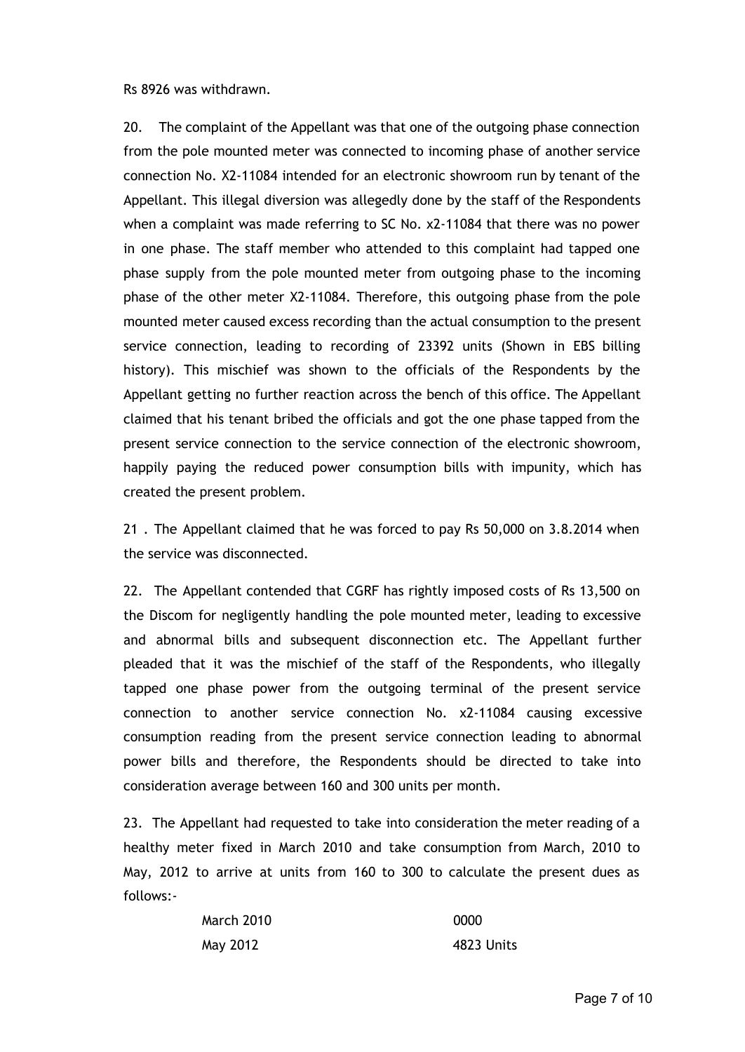Rs 8926 was withdrawn.

20. The complaint of the Appellant was that one of the outgoing phase connection from the pole mounted meter was connected to incoming phase of another service connection No. X2-11084 intended for an electronic showroom run by tenant of the Appellant. This illegal diversion was allegedly done by the staff of the Respondents when a complaint was made referring to SC No. x2-11084 that there was no power in one phase. The staff member who attended to this complaint had tapped one phase supply from the pole mounted meter from outgoing phase to the incoming phase of the other meter X2-11084. Therefore, this outgoing phase from the pole mounted meter caused excess recording than the actual consumption to the present service connection, leading to recording of 23392 units (Shown in EBS billing history). This mischief was shown to the officials of the Respondents by the Appellant getting no further reaction across the bench of this office. The Appellant claimed that his tenant bribed the officials and got the one phase tapped from the present service connection to the service connection of the electronic showroom, happily paying the reduced power consumption bills with impunity, which has created the present problem.

21 . The Appellant claimed that he was forced to pay Rs 50,000 on 3.8.2014 when the service was disconnected.

22. The Appellant contended that CGRF has rightly imposed costs of Rs 13,500 on the Discom for negligently handling the pole mounted meter, leading to excessive and abnormal bills and subsequent disconnection etc. The Appellant further pleaded that it was the mischief of the staff of the Respondents, who illegally tapped one phase power from the outgoing terminal of the present service connection to another service connection No. x2-11084 causing excessive consumption reading from the present service connection leading to abnormal power bills and therefore, the Respondents should be directed to take into consideration average between 160 and 300 units per month.

23. The Appellant had requested to take into consideration the meter reading of a healthy meter fixed in March 2010 and take consumption from March, 2010 to May, 2012 to arrive at units from 160 to 300 to calculate the present dues as follows:-

| | |
|---|---|
| March 2010 | 0000 |
| May 2012 | 4823 Units |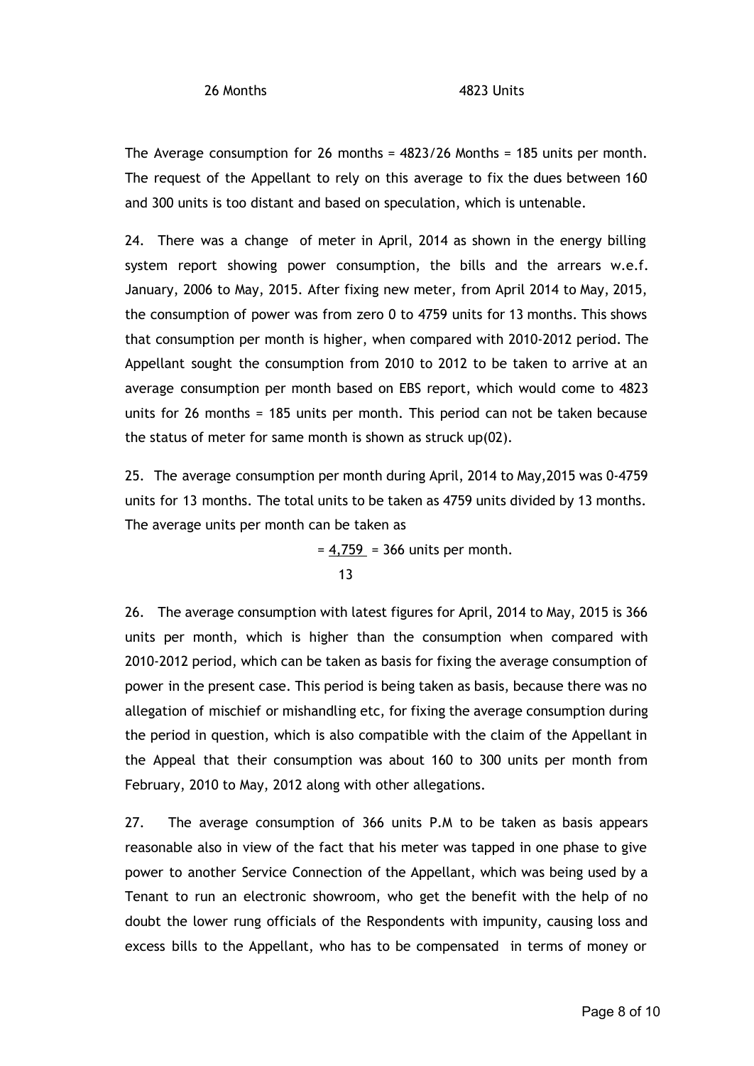26 Months 4823 Units

The Average consumption for 26 months = 4823/26 Months = 185 units per month. The request of the Appellant to rely on this average to fix the dues between 160 and 300 units is too distant and based on speculation, which is untenable.

24. There was a change of meter in April, 2014 as shown in the energy billing system report showing power consumption, the bills and the arrears w.e.f. January, 2006 to May, 2015. After fixing new meter, from April 2014 to May, 2015, the consumption of power was from zero 0 to 4759 units for 13 months. This shows that consumption per month is higher, when compared with 2010-2012 period. The Appellant sought the consumption from 2010 to 2012 to be taken to arrive at an average consumption per month based on EBS report, which would come to 4823 units for 26 months = 185 units per month. This period can not be taken because the status of meter for same month is shown as struck up(02).

25. The average consumption per month during April, 2014 to May,2015 was 0-4759 units for 13 months. The total units to be taken as 4759 units divided by 13 months. The average units per month can be taken as

$$= \frac{4,759}{13} = 366 \text{ units per month.}$$

26. The average consumption with latest figures for April, 2014 to May, 2015 is 366 units per month, which is higher than the consumption when compared with 2010-2012 period, which can be taken as basis for fixing the average consumption of power in the present case. This period is being taken as basis, because there was no allegation of mischief or mishandling etc, for fixing the average consumption during the period in question, which is also compatible with the claim of the Appellant in the Appeal that their consumption was about 160 to 300 units per month from February, 2010 to May, 2012 along with other allegations.

27. The average consumption of 366 units P.M to be taken as basis appears reasonable also in view of the fact that his meter was tapped in one phase to give power to another Service Connection of the Appellant, which was being used by a Tenant to run an electronic showroom, who get the benefit with the help of no doubt the lower rung officials of the Respondents with impunity, causing loss and excess bills to the Appellant, who has to be compensated in terms of money or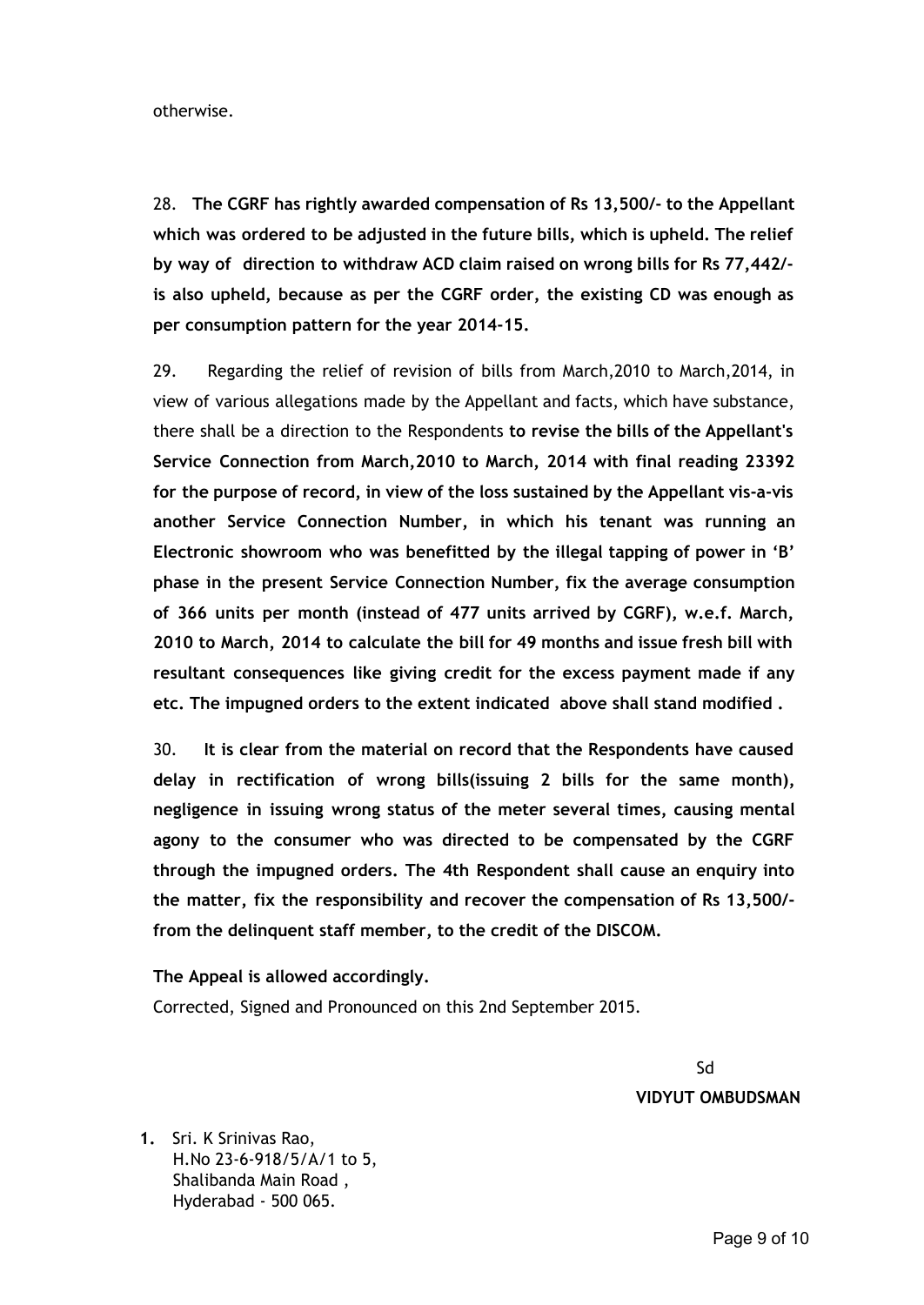otherwise.

28. **The CGRF has rightly awarded compensation of Rs 13,500/- to the Appellant which was ordered to be adjusted in the future bills, which is upheld. The relief by way of direction to withdraw ACD claim raised on wrong bills for Rs 77,442/- is also upheld, because as per the CGRF order, the existing CD was enough as per consumption pattern for the year 2014-15.**

29. Regarding the relief of revision of bills from March,2010 to March,2014, in view of various allegations made by the Appellant and facts, which have substance, there shall be a direction to the Respondents **to revise the bills of the Appellant's Service Connection from March,2010 to March, 2014 with final reading 23392 for the purpose of record, in view of the loss sustained by the Appellant vis-a-vis another Service Connection Number, in which his tenant was running an Electronic showroom who was benefitted by the illegal tapping of power in 'B' phase in the present Service Connection Number, fix the average consumption of 366 units per month (instead of 477 units arrived by CGRF), w.e.f. March, 2010 to March, 2014 to calculate the bill for 49 months and issue fresh bill with resultant consequences like giving credit for the excess payment made if any etc. The impugned orders to the extent indicated above shall stand modified .**

30. **It is clear from the material on record that the Respondents have caused delay in rectification of wrong bills(issuing 2 bills for the same month), negligence in issuing wrong status of the meter several times, causing mental agony to the consumer who was directed to be compensated by the CGRF through the impugned orders. The 4th Respondent shall cause an enquiry into the matter, fix the responsibility and recover the compensation of Rs 13,500/- from the delinquent staff member, to the credit of the DISCOM.**

**The Appeal is allowed accordingly.**

Corrected, Signed and Pronounced on this 2nd September 2015.

Sd

**VIDYUT OMBUDSMAN**

1. Sri. K Srinivas Rao,
   H.No 23-6-918/5/A/1 to 5,
   Shalibanda Main Road ,
   Hyderabad - 500 065.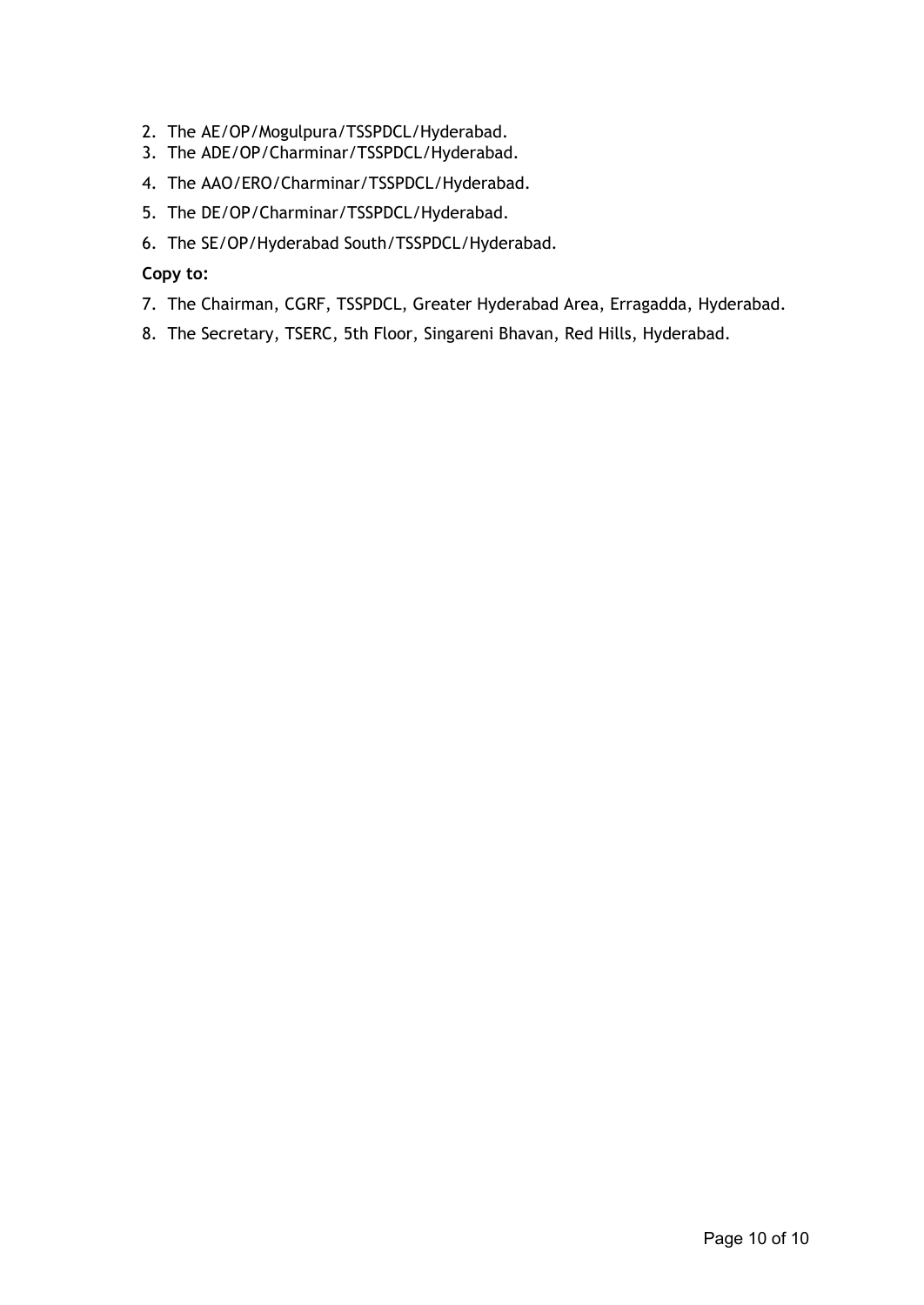2. The AE/OP/Mogulpura/TSSPDCL/Hyderabad.
3. The ADE/OP/Charminar/TSSPDCL/Hyderabad.
4. The AAO/ERO/Charminar/TSSPDCL/Hyderabad.
5. The DE/OP/Charminar/TSSPDCL/Hyderabad.
6. The SE/OP/Hyderabad South/TSSPDCL/Hyderabad.

**Copy to:**

7. The Chairman, CGRF, TSSPDCL, Greater Hyderabad Area, Erragadda, Hyderabad.
8. The Secretary, TSERC, 5th Floor, Singareni Bhavan, Red Hills, Hyderabad.